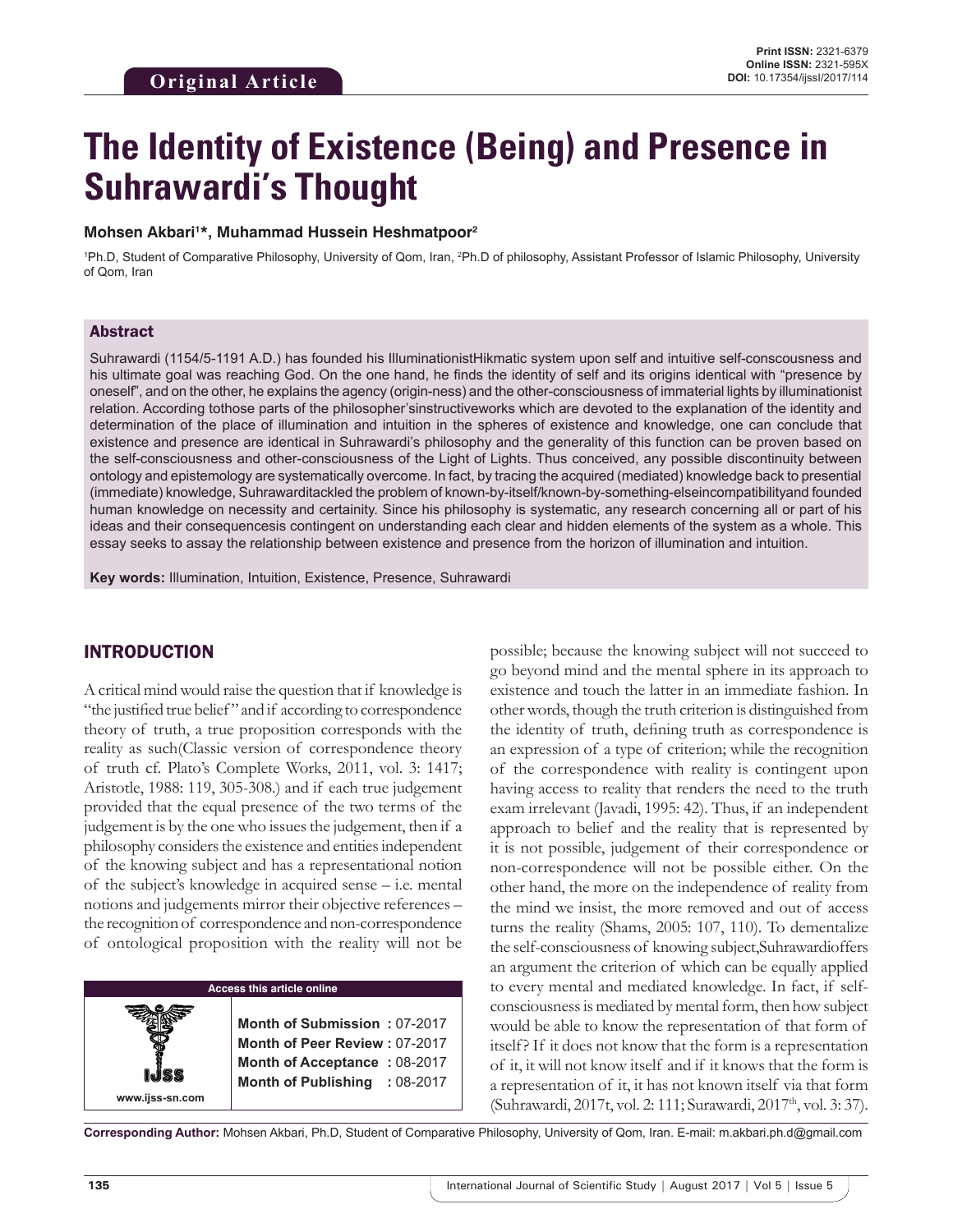Original Article

**Print ISSN:** 2321-6379
**Online ISSN:** 2321-595X
**DOI:** 10.17354/ijssI/2017/114

# The Identity of Existence (Being) and Presence in Suhrawardi's Thought

**Mohsen Akbari[1]*, Muhammad Hussein Heshmatpoor[2]**

[1]Ph.D, Student of Comparative Philosophy, University of Qom, Iran, [2]Ph.D of philosophy, Assistant Professor of Islamic Philosophy, University of Qom, Iran

## Abstract

Suhrawardi (1154/5-1191 A.D.) has founded his IlluminationistHikmatic system upon self and intuitive self-conscousness and his ultimate goal was reaching God. On the one hand, he finds the identity of self and its origins identical with "presence by oneself", and on the other, he explains the agency (origin-ness) and the other-consciousness of immaterial lights by illuminationist relation. According tothose parts of the philosopher'sinstructiveworks which are devoted to the explanation of the identity and determination of the place of illumination and intuition in the spheres of existence and knowledge, one can conclude that existence and presence are identical in Suhrawardi's philosophy and the generality of this function can be proven based on the self-consciousness and other-consciousness of the Light of Lights. Thus conceived, any possible discontinuity between ontology and epistemology are systematically overcome. In fact, by tracing the acquired (mediated) knowledge back to presential (immediate) knowledge, Suhrawarditackled the problem of known-by-itself/known-by-something-elseincompatibilityand founded human knowledge on necessity and certainty. Since his philosophy is systematic, any research concerning all or part of his ideas and their consequencesis contingent on understanding each clear and hidden elements of the system as a whole. This essay seeks to assay the relationship between existence and presence from the horizon of illumination and intuition.

**Key words:** Illumination, Intuition, Existence, Presence, Suhrawardi

## INTRODUCTION

A critical mind would raise the question that if knowledge is "the justified true belief" and if according to correspondence theory of truth, a true proposition corresponds with the reality as such(Classic version of correspondence theory of truth cf. Plato's Complete Works, 2011, vol. 3: 1417; Aristotle, 1988: 119, 305-308.) and if each true judgement provided that the equal presence of the two terms of the judgement is by the one who issues the judgement, then if a philosophy considers the existence and entities independent of the knowing subject and has a representational notion of the subject's knowledge in acquired sense – i.e. mental notions and judgements mirror their objective references – the recognition of correspondence and non-correspondence of ontological proposition with the reality will not be possible; because the knowing subject will not succeed to go beyond mind and the mental sphere in its approach to existence and touch the latter in an immediate fashion. In other words, though the truth criterion is distinguished from the identity of truth, defining truth as correspondence is an expression of a type of criterion; while the recognition of the correspondence with reality is contingent upon having access to reality that renders the need to the truth exam irrelevant (Javadi, 1995: 42). Thus, if an independent approach to belief and the reality that is represented by it is not possible, judgement of their correspondence or non-correspondence will not be possible either. On the other hand, the more on the independence of reality from the mind we insist, the more removed and out of access turns the reality (Shams, 2005: 107, 110). To dementalize the self-consciousness of knowing subject,Suhrawardioffers an argument the criterion of which can be equally applied to every mental and mediated knowledge. In fact, if self-consciousness is mediated by mental form, then how subject would be able to know the representation of that form of itself? If it does not know that the form is a representation of it, it will not know itself and if it knows that the form is a representation of it, it has not known itself via that form (Suhrawardi, 2017t, vol. 2: 111; Surawardi, 2017th, vol. 3: 37).

| Access this article online | |
|---|---|
| www.ijss-sn.com | **Month of Submission :** 07-2017 |
| | **Month of Peer Review :** 07-2017 |
| | **Month of Acceptance :** 08-2017 |
| | **Month of Publishing :** 08-2017 |

**Corresponding Author:** Mohsen Akbari, Ph.D, Student of Comparative Philosophy, University of Qom, Iran. E-mail: m.akbari.ph.d@gmail.com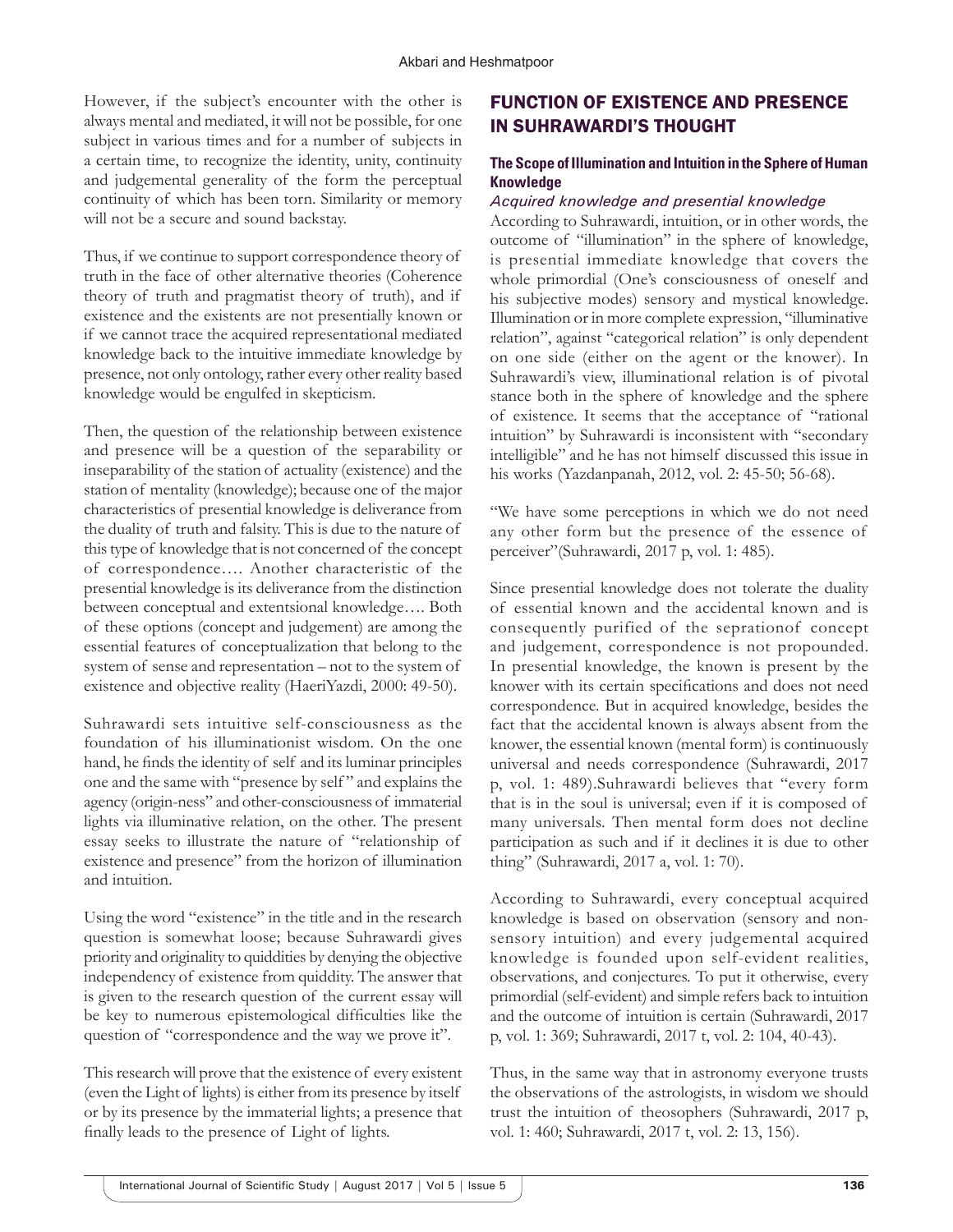However, if the subject's encounter with the other is always mental and mediated, it will not be possible, for one subject in various times and for a number of subjects in a certain time, to recognize the identity, unity, continuity and judgemental generality of the form the perceptual continuity of which has been torn. Similarity or memory will not be a secure and sound backstay.

Thus, if we continue to support correspondence theory of truth in the face of other alternative theories (Coherence theory of truth and pragmatist theory of truth), and if existence and the existents are not presentially known or if we cannot trace the acquired representational mediated knowledge back to the intuitive immediate knowledge by presence, not only ontology, rather every other reality based knowledge would be engulfed in skepticism.

Then, the question of the relationship between existence and presence will be a question of the separability or inseparability of the station of actuality (existence) and the station of mentality (knowledge); because one of the major characteristics of presential knowledge is deliverance from the duality of truth and falsity. This is due to the nature of this type of knowledge that is not concerned of the concept of correspondence…. Another characteristic of the presential knowledge is its deliverance from the distinction between conceptual and extentsional knowledge…. Both of these options (concept and judgement) are among the essential features of conceptualization that belong to the system of sense and representation – not to the system of existence and objective reality (HaeriYazdi, 2000: 49-50).

Suhrawardi sets intuitive self-consciousness as the foundation of his illuminationist wisdom. On the one hand, he finds the identity of self and its luminar principles one and the same with "presence by self" and explains the agency (origin-ness" and other-consciousness of immaterial lights via illuminative relation, on the other. The present essay seeks to illustrate the nature of "relationship of existence and presence" from the horizon of illumination and intuition.

Using the word "existence" in the title and in the research question is somewhat loose; because Suhrawardi gives priority and originality to quiddities by denying the objective independency of existence from quiddity. The answer that is given to the research question of the current essay will be key to numerous epistemological difficulties like the question of "correspondence and the way we prove it".

This research will prove that the existence of every existent (even the Light of lights) is either from its presence by itself or by its presence by the immaterial lights; a presence that finally leads to the presence of Light of lights.

## FUNCTION OF EXISTENCE AND PRESENCE IN SUHRAWARDI'S THOUGHT

### The Scope of Illumination and Intuition in the Sphere of Human Knowledge

#### *Acquired knowledge and presential knowledge*

According to Suhrawardi, intuition, or in other words, the outcome of "illumination" in the sphere of knowledge, is presential immediate knowledge that covers the whole primordial (One's consciousness of oneself and his subjective modes) sensory and mystical knowledge. Illumination or in more complete expression, "illuminative relation", against "categorical relation" is only dependent on one side (either on the agent or the knower). In Suhrawardi's view, illuminational relation is of pivotal stance both in the sphere of knowledge and the sphere of existence. It seems that the acceptance of "rational intuition" by Suhrawardi is inconsistent with "secondary intelligible" and he has not himself discussed this issue in his works (Yazdanpanah, 2012, vol. 2: 45-50; 56-68).

"We have some perceptions in which we do not need any other form but the presence of the essence of perceiver"(Suhrawardi, 2017 p, vol. 1: 485).

Since presential knowledge does not tolerate the duality of essential known and the accidental known and is consequently purified of the seprationof concept and judgement, correspondence is not propounded. In presential knowledge, the known is present by the knower with its certain specifications and does not need correspondence. But in acquired knowledge, besides the fact that the accidental known is always absent from the knower, the essential known (mental form) is continuously universal and needs correspondence (Suhrawardi, 2017 p, vol. 1: 489).Suhrawardi believes that "every form that is in the soul is universal; even if it is composed of many universals. Then mental form does not decline participation as such and if it declines it is due to other thing" (Suhrawardi, 2017 a, vol. 1: 70).

According to Suhrawardi, every conceptual acquired knowledge is based on observation (sensory and non-sensory intuition) and every judgemental acquired knowledge is founded upon self-evident realities, observations, and conjectures. To put it otherwise, every primordial (self-evident) and simple refers back to intuition and the outcome of intuition is certain (Suhrawardi, 2017 p, vol. 1: 369; Suhrawardi, 2017 t, vol. 2: 104, 40-43).

Thus, in the same way that in astronomy everyone trusts the observations of the astrologists, in wisdom we should trust the intuition of theosophers (Suhrawardi, 2017 p, vol. 1: 460; Suhrawardi, 2017 t, vol. 2: 13, 156).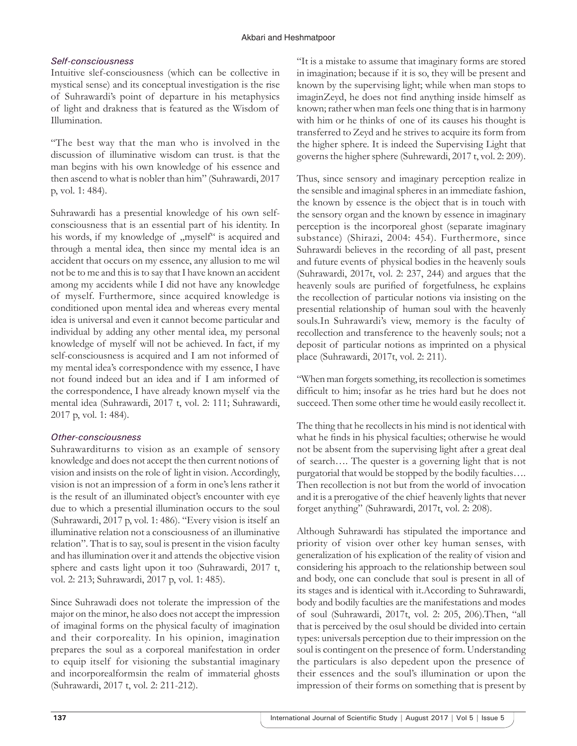### *Self-consciousness*

Intuitive slef-consciousness (which can be collective in mystical sense) and its conceptual investigation is the rise of Suhrawardi's point of departure in his metaphysics of light and drakness that is featured as the Wisdom of Illumination.

"The best way that the man who is involved in the discussion of illuminative wisdom can trust. is that the man begins with his own knowledge of his essence and then ascend to what is nobler than him" (Suhrawardi, 2017 p, vol. 1: 484).

Suhrawardi has a presential knowledge of his own self-consciousness that is an essential part of his identity. In his words, if my knowledge of „myself" is acquired and through a mental idea, then since my mental idea is an accident that occurs on my essence, any allusion to me wil not be to me and this is to say that I have known an accident among my accidents while I did not have any knowledge of myself. Furthermore, since acquired knowledge is conditioned upon mental idea and whereas every mental idea is universal and even it cannot become particular and individual by adding any other mental idea, my personal knowledge of myself will not be achieved. In fact, if my self-consciousness is acquired and I am not informed of my mental idea's correspondence with my essence, I have not found indeed but an idea and if I am informed of the correspondence, I have already known myself via the mental idea (Suhrawardi, 2017 t, vol. 2: 111; Suhrawardi, 2017 p, vol. 1: 484).

### *Other-consciousness*

Suhrawarditurns to vision as an example of sensory knowledge and does not accept the then current notions of vision and insists on the role of light in vision. Accordingly, vision is not an impression of a form in one's lens rather it is the result of an illuminated object's encounter with eye due to which a presential illumination occurs to the soul (Suhrawardi, 2017 p, vol. 1: 486). "Every vision is itself an illuminative relation not a consciousness of an illuminative relation". That is to say, soul is present in the vision faculty and has illumination over it and attends the objective vision sphere and casts light upon it too (Suhrawardi, 2017 t, vol. 2: 213; Suhrawardi, 2017 p, vol. 1: 485).

Since Suhrawadi does not tolerate the impression of the major on the minor, he also does not accept the impression of imaginal forms on the physical faculty of imagination and their corporeality. In his opinion, imagination prepares the soul as a corporeal manifestation in order to equip itself for visioning the substantial imaginary and incorporealformsin the realm of immaterial ghosts (Suhrawardi, 2017 t, vol. 2: 211-212).

"It is a mistake to assume that imaginary forms are stored in imagination; because if it is so, they will be present and known by the supervising light; while when man stops to imaginZeyd, he does not find anything inside himself as known; rather when man feels one thing that is in harmony with him or he thinks of one of its causes his thought is transferred to Zeyd and he strives to acquire its form from the higher sphere. It is indeed the Supervising Light that governs the higher sphere (Suhrewardi, 2017 t, vol. 2: 209).

Thus, since sensory and imaginary perception realize in the sensible and imaginal spheres in an immediate fashion, the known by essence is the object that is in touch with the sensory organ and the known by essence in imaginary perception is the incorporeal ghost (separate imaginary substance) (Shirazi, 2004: 454). Furthermore, since Suhrawardi believes in the recording of all past, present and future events of physical bodies in the heavenly souls (Suhrawardi, 2017t, vol. 2: 237, 244) and argues that the heavenly souls are purified of forgetfulness, he explains the recollection of particular notions via insisting on the presential relationship of human soul with the heavenly souls.In Suhrawardi's view, memory is the faculty of recollection and transference to the heavenly souls; not a deposit of particular notions as imprinted on a physical place (Suhrawardi, 2017t, vol. 2: 211).

"When man forgets something, its recollection is sometimes difficult to him; insofar as he tries hard but he does not succeed. Then some other time he would easily recollect it.

The thing that he recollects in his mind is not identical with what he finds in his physical faculties; otherwise he would not be absent from the supervising light after a great deal of search…. The quester is a governing light that is not purgatorial that would be stopped by the bodily faculties…. Then recollection is not but from the world of invocation and it is a prerogative of the chief heavenly lights that never forget anything" (Suhrawardi, 2017t, vol. 2: 208).

Although Suhrawardi has stipulated the importance and priority of vision over other key human senses, with generalization of his explication of the reality of vision and considering his approach to the relationship between soul and body, one can conclude that soul is present in all of its stages and is identical with it.According to Suhrawardi, body and bodily faculties are the manifestations and modes of soul (Suhrawardi, 2017t, vol. 2: 205, 206).Then, "all that is perceived by the osul should be divided into certain types: universals perception due to their impression on the soul is contingent on the presence of form. Understanding the particulars is also depedent upon the presence of their essences and the soul's illumination or upon the impression of their forms on something that is present by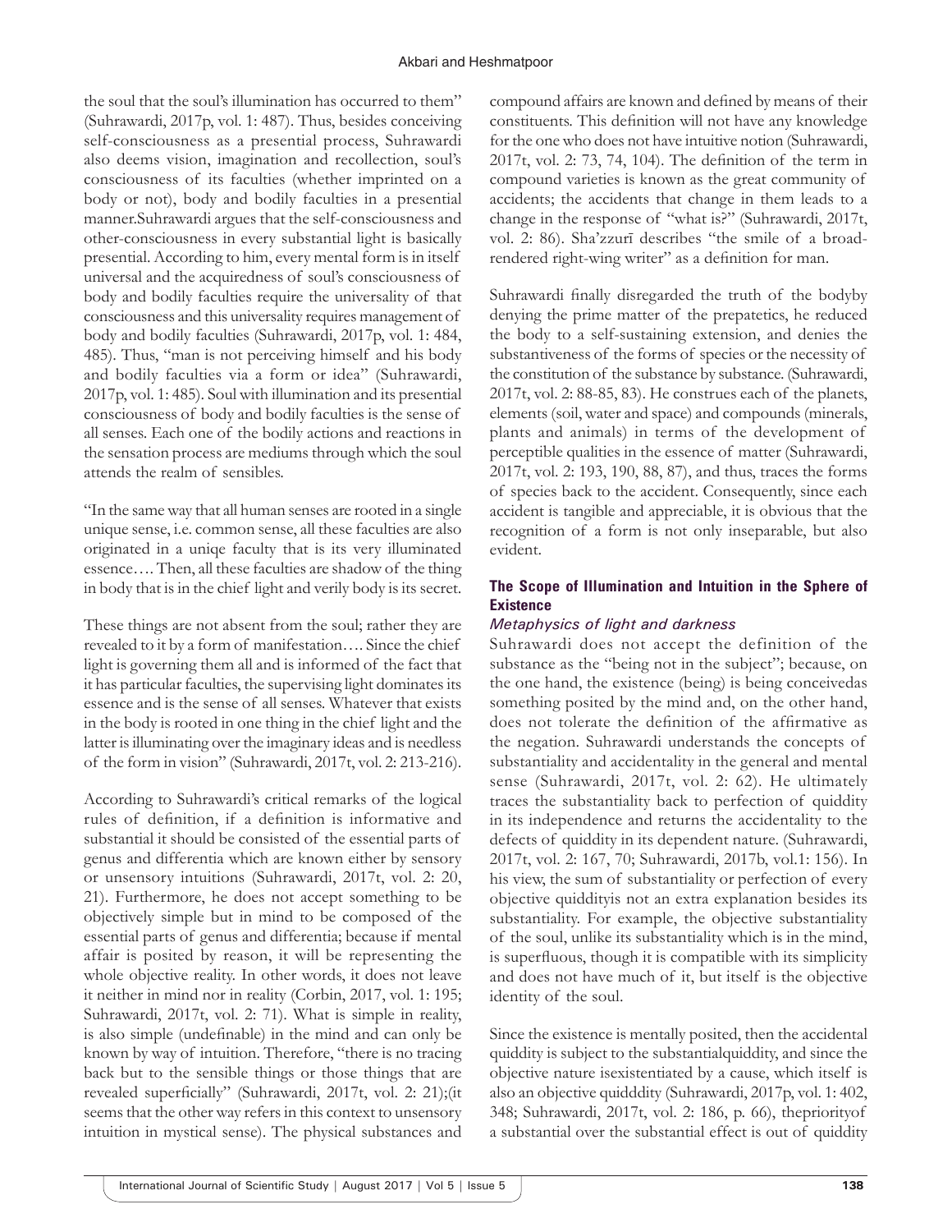the soul that the soul's illumination has occurred to them" (Suhrawardi, 2017p, vol. 1: 487). Thus, besides conceiving self-consciousness as a presential process, Suhrawardi also deems vision, imagination and recollection, soul's consciousness of its faculties (whether imprinted on a body or not), body and bodily faculties in a presential manner.Suhrawardi argues that the self-consciousness and other-consciousness in every substantial light is basically presential. According to him, every mental form is in itself universal and the acquiredness of soul's consciousness of body and bodily faculties require the universality of that consciousness and this universality requires management of body and bodily faculties (Suhrawardi, 2017p, vol. 1: 484, 485). Thus, "man is not perceiving himself and his body and bodily faculties via a form or idea" (Suhrawardi, 2017p, vol. 1: 485). Soul with illumination and its presential consciousness of body and bodily faculties is the sense of all senses. Each one of the bodily actions and reactions in the sensation process are mediums through which the soul attends the realm of sensibles.

"In the same way that all human senses are rooted in a single unique sense, i.e. common sense, all these faculties are also originated in a uniqe faculty that is its very illuminated essence…. Then, all these faculties are shadow of the thing in body that is in the chief light and verily body is its secret.

These things are not absent from the soul; rather they are revealed to it by a form of manifestation…. Since the chief light is governing them all and is informed of the fact that it has particular faculties, the supervising light dominates its essence and is the sense of all senses. Whatever that exists in the body is rooted in one thing in the chief light and the latter is illuminating over the imaginary ideas and is needless of the form in vision" (Suhrawardi, 2017t, vol. 2: 213-216).

According to Suhrawardi's critical remarks of the logical rules of definition, if a definition is informative and substantial it should be consisted of the essential parts of genus and differentia which are known either by sensory or unsensory intuitions (Suhrawardi, 2017t, vol. 2: 20, 21). Furthermore, he does not accept something to be objectively simple but in mind to be composed of the essential parts of genus and differentia; because if mental affair is posited by reason, it will be representing the whole objective reality. In other words, it does not leave it neither in mind nor in reality (Corbin, 2017, vol. 1: 195; Suhrawardi, 2017t, vol. 2: 71). What is simple in reality, is also simple (undefinable) in the mind and can only be known by way of intuition. Therefore, "there is no tracing back but to the sensible things or those things that are revealed superficially" (Suhrawardi, 2017t, vol. 2: 21);(it seems that the other way refers in this context to unsensory intuition in mystical sense). The physical substances and compound affairs are known and defined by means of their constituents. This definition will not have any knowledge for the one who does not have intuitive notion (Suhrawardi, 2017t, vol. 2: 73, 74, 104). The definition of the term in compound varieties is known as the great community of accidents; the accidents that change in them leads to a change in the response of "what is?" (Suhrawardi, 2017t, vol. 2: 86). Sha'zzurī describes "the smile of a broad-rendered right-wing writer" as a definition for man.

Suhrawardi finally disregarded the truth of the bodyby denying the prime matter of the prepatetics, he reduced the body to a self-sustaining extension, and denies the substantiveness of the forms of species or the necessity of the constitution of the substance by substance. (Suhrawardi, 2017t, vol. 2: 88-85, 83). He construes each of the planets, elements (soil, water and space) and compounds (minerals, plants and animals) in terms of the development of perceptible qualities in the essence of matter (Suhrawardi, 2017t, vol. 2: 193, 190, 88, 87), and thus, traces the forms of species back to the accident. Consequently, since each accident is tangible and appreciable, it is obvious that the recognition of a form is not only inseparable, but also evident.

## The Scope of Illumination and Intuition in the Sphere of Existence

### *Metaphysics of light and darkness*

Suhrawardi does not accept the definition of the substance as the "being not in the subject"; because, on the one hand, the existence (being) is being conceivedas something posited by the mind and, on the other hand, does not tolerate the definition of the affirmative as the negation. Suhrawardi understands the concepts of substantiality and accidentality in the general and mental sense (Suhrawardi, 2017t, vol. 2: 62). He ultimately traces the substantiality back to perfection of quiddity in its independence and returns the accidentality to the defects of quiddity in its dependent nature. (Suhrawardi, 2017t, vol. 2: 167, 70; Suhrawardi, 2017b, vol.1: 156). In his view, the sum of substantiality or perfection of every objective quiddityis not an extra explanation besides its substantiality. For example, the objective substantiality of the soul, unlike its substantiality which is in the mind, is superfluous, though it is compatible with its simplicity and does not have much of it, but itself is the objective identity of the soul.

Since the existence is mentally posited, then the accidental quiddity is subject to the substantialquiddity, and since the objective nature isexistentiated by a cause, which itself is also an objective quidddity (Suhrawardi, 2017p, vol. 1: 402, 348; Suhrawardi, 2017t, vol. 2: 186, p. 66), thepriorityof a substantial over the substantial effect is out of quiddity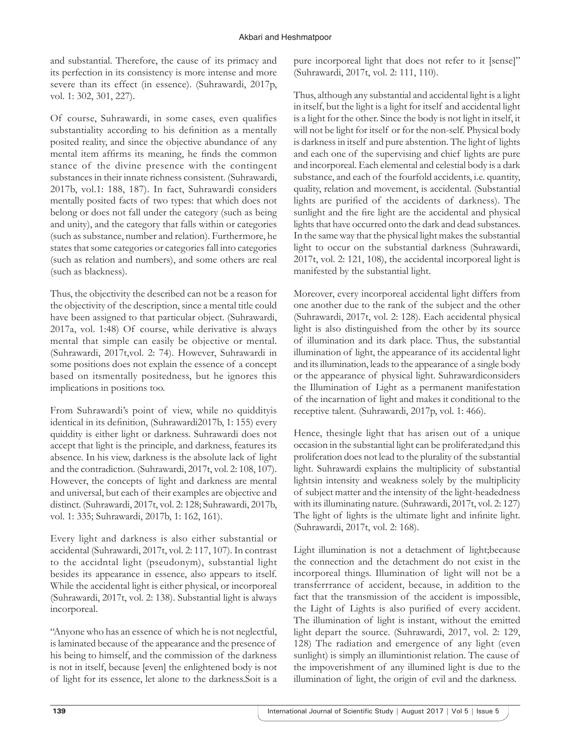and substantial. Therefore, the cause of its primacy and its perfection in its consistency is more intense and more severe than its effect (in essence). (Suhrawardi, 2017p, vol. 1: 302, 301, 227).

Of course, Suhrawardi, in some cases, even qualifies substantiality according to his definition as a mentally posited reality, and since the objective abundance of any mental item affirms its meaning, he finds the common stance of the divine presence with the contingent substances in their innate richness consistent. (Suhrawardi, 2017b, vol.1: 188, 187). In fact, Suhrawardi considers mentally posited facts of two types: that which does not belong or does not fall under the category (such as being and unity), and the category that falls within or categories (such as substance, number and relation). Furthermore, he states that some categories or categories fall into categories (such as relation and numbers), and some others are real (such as blackness).

Thus, the objectivity the described can not be a reason for the objectivity of the description, since a mental title could have been assigned to that particular object. (Suhrawardi, 2017a, vol. 1:48) Of course, while derivative is always mental that simple can easily be objective or mental. (Suhrawardi, 2017t,vol. 2: 74). However, Suhrawardi in some positions does not explain the essence of a concept based on itsmentally positedness, but he ignores this implications in positions too.

From Suhrawardi's point of view, while no quiddityis identical in its definition, (Suhrawardi2017b, 1: 155) every quiddity is either light or darkness. Suhrawardi does not accept that light is the principle, and darkness, features its absence. In his view, darkness is the absolute lack of light and the contradiction. (Suhrawardi, 2017t, vol. 2: 108, 107). However, the concepts of light and darkness are mental and universal, but each of their examples are objective and distinct. (Suhrawardi, 2017t, vol. 2: 128; Suhrawardi, 2017b, vol. 1: 335; Suhrawardi, 2017b, 1: 162, 161).

Every light and darkness is also either substantial or accidental (Suhrawardi, 2017t, vol. 2: 117, 107). In contrast to the accidntal light (pseudonym), substantial light besides its appearance in essence, also appears to itself. While the accidental light is either physical, or incorporeal (Suhrawardi, 2017t, vol. 2: 138). Substantial light is always incorporeal.

"Anyone who has an essence of which he is not neglectful, is laminated because of the appearance and the presence of his being to himself, and the commission of the darkness is not in itself, because [even] the enlightened body is not of light for its essence, let alone to the darkness.Soit is a pure incorporeal light that does not refer to it [sense]" (Suhrawardi, 2017t, vol. 2: 111, 110).

Thus, although any substantial and accidental light is a light in itself, but the light is a light for itself and accidental light is a light for the other. Since the body is not light in itself, it will not be light for itself or for the non-self. Physical body is darkness in itself and pure abstention. The light of lights and each one of the supervising and chief lights are pure and incorporeal. Each elemental and celestial body is a dark substance, and each of the fourfold accidents, i.e. quantity, quality, relation and movement, is accidental. (Substantial lights are purified of the accidents of darkness). The sunlight and the fire light are the accidental and physical lights that have occurred onto the dark and dead substances. In the same way that the physical light makes the substantial light to occur on the substantial darkness (Suhrawardi, 2017t, vol. 2: 121, 108), the accidental incorporeal light is manifested by the substantial light.

Moreover, every incorporeal accidental light differs from one another due to the rank of the subject and the other (Suhrawardi, 2017t, vol. 2: 128). Each accidental physical light is also distinguished from the other by its source of illumination and its dark place. Thus, the substantial illumination of light, the appearance of its accidental light and its illumination, leads to the appearance of a single body or the appearance of physical light. Suhrawardiconsiders the Illumination of Light as a permanent manifestation of the incarnation of light and makes it conditional to the receptive talent. (Suhrawardi, 2017p, vol. 1: 466).

Hence, thesingle light that has arisen out of a unique occasion in the substantial light can be proliferated;and this proliferation does not lead to the plurality of the substantial light. Suhrawardi explains the multiplicity of substantial lightsin intensity and weakness solely by the multiplicity of subject matter and the intensity of the light-headedness with its illuminating nature. (Suhrawardi, 2017t, vol. 2: 127) The light of lights is the ultimate light and infinite light. (Suhrawardi, 2017t, vol. 2: 168).

Light illumination is not a detachment of light;because the connection and the detachment do not exist in the incorporeal things. Illumination of light will not be a transferrrance of accident, because, in addition to the fact that the transmission of the accident is impossible, the Light of Lights is also purified of every accident. The illumination of light is instant, without the emitted light depart the source. (Suhrawardi, 2017, vol. 2: 129, 128) The radiation and emergence of any light (even sunlight) is simply an illumintionist relation. The cause of the impoverishment of any illumined light is due to the illumination of light, the origin of evil and the darkness.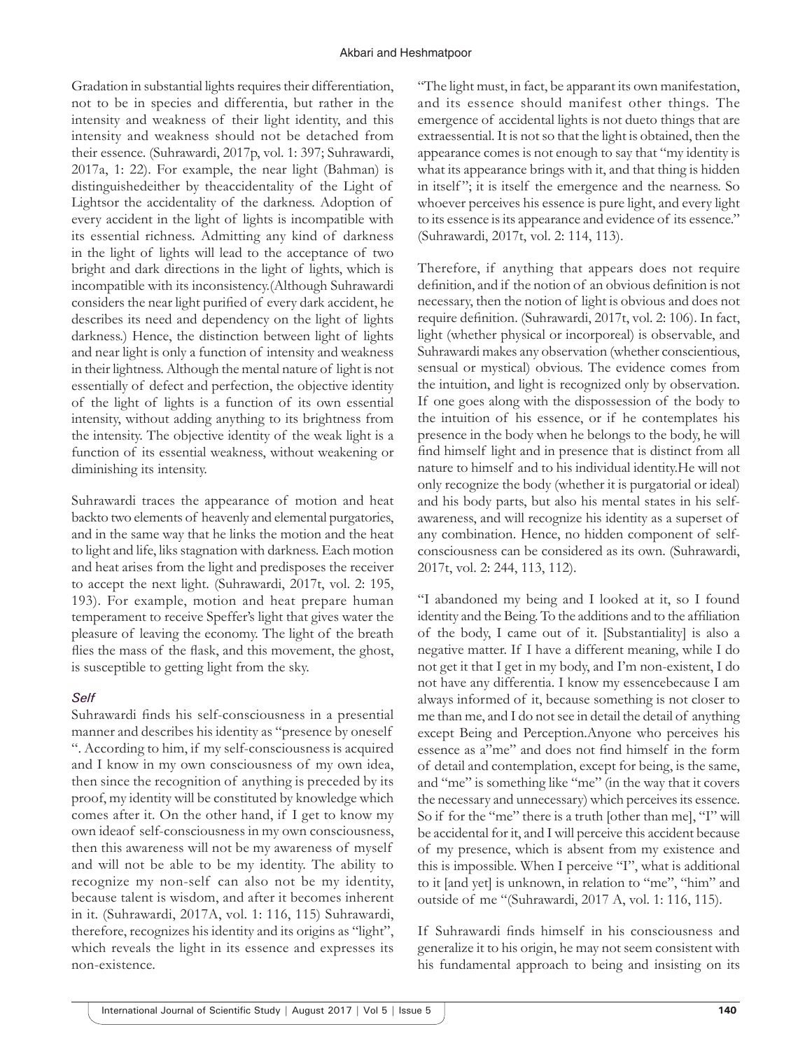Gradation in substantial lights requires their differentiation, not to be in species and differentia, but rather in the intensity and weakness of their light identity, and this intensity and weakness should not be detached from their essence. (Suhrawardi, 2017p, vol. 1: 397; Suhrawardi, 2017a, 1: 22). For example, the near light (Bahman) is distinguishedeither by theaccidentality of the Light of Lightsor the accidentality of the darkness. Adoption of every accident in the light of lights is incompatible with its essential richness. Admitting any kind of darkness in the light of lights will lead to the acceptance of two bright and dark directions in the light of lights, which is incompatible with its inconsistency.(Although Suhrawardi considers the near light purified of every dark accident, he describes its need and dependency on the light of lights darkness.) Hence, the distinction between light of lights and near light is only a function of intensity and weakness in their lightness. Although the mental nature of light is not essentially of defect and perfection, the objective identity of the light of lights is a function of its own essential intensity, without adding anything to its brightness from the intensity. The objective identity of the weak light is a function of its essential weakness, without weakening or diminishing its intensity.

Suhrawardi traces the appearance of motion and heat backto two elements of heavenly and elemental purgatories, and in the same way that he links the motion and the heat to light and life, liks stagnation with darkness. Each motion and heat arises from the light and predisposes the receiver to accept the next light. (Suhrawardi, 2017t, vol. 2: 195, 193). For example, motion and heat prepare human temperament to receive Speffer's light that gives water the pleasure of leaving the economy. The light of the breath flies the mass of the flask, and this movement, the ghost, is susceptible to getting light from the sky.

### *Self*

Suhrawardi finds his self-consciousness in a presential manner and describes his identity as "presence by oneself ". According to him, if my self-consciousness is acquired and I know in my own consciousness of my own idea, then since the recognition of anything is preceded by its proof, my identity will be constituted by knowledge which comes after it. On the other hand, if I get to know my own ideaof self-consciousness in my own consciousness, then this awareness will not be my awareness of myself and will not be able to be my identity. The ability to recognize my non-self can also not be my identity, because talent is wisdom, and after it becomes inherent in it. (Suhrawardi, 2017A, vol. 1: 116, 115) Suhrawardi, therefore, recognizes his identity and its origins as "light", which reveals the light in its essence and expresses its non-existence.

"The light must, in fact, be apparant its own manifestation, and its essence should manifest other things. The emergence of accidental lights is not dueto things that are extraessential. It is not so that the light is obtained, then the appearance comes is not enough to say that "my identity is what its appearance brings with it, and that thing is hidden in itself"; it is itself the emergence and the nearness. So whoever perceives his essence is pure light, and every light to its essence is its appearance and evidence of its essence." (Suhrawardi, 2017t, vol. 2: 114, 113).

Therefore, if anything that appears does not require definition, and if the notion of an obvious definition is not necessary, then the notion of light is obvious and does not require definition. (Suhrawardi, 2017t, vol. 2: 106). In fact, light (whether physical or incorporeal) is observable, and Suhrawardi makes any observation (whether conscientious, sensual or mystical) obvious. The evidence comes from the intuition, and light is recognized only by observation. If one goes along with the dispossession of the body to the intuition of his essence, or if he contemplates his presence in the body when he belongs to the body, he will find himself light and in presence that is distinct from all nature to himself and to his individual identity.He will not only recognize the body (whether it is purgatorial or ideal) and his body parts, but also his mental states in his self-awareness, and will recognize his identity as a superset of any combination. Hence, no hidden component of self-consciousness can be considered as its own. (Suhrawardi, 2017t, vol. 2: 244, 113, 112).

"I abandoned my being and I looked at it, so I found identity and the Being. To the additions and to the affiliation of the body, I came out of it. [Substantiality] is also a negative matter. If I have a different meaning, while I do not get it that I get in my body, and I'm non-existent, I do not have any differentia. I know my essencebecause I am always informed of it, because something is not closer to me than me, and I do not see in detail the detail of anything except Being and Perception.Anyone who perceives his essence as a"me" and does not find himself in the form of detail and contemplation, except for being, is the same, and "me" is something like "me" (in the way that it covers the necessary and unnecessary) which perceives its essence. So if for the "me" there is a truth [other than me], "I" will be accidental for it, and I will perceive this accident because of my presence, which is absent from my existence and this is impossible. When I perceive "I", what is additional to it [and yet] is unknown, in relation to "me", "him" and outside of me "(Suhrawardi, 2017 A, vol. 1: 116, 115).

If Suhrawardi finds himself in his consciousness and generalize it to his origin, he may not seem consistent with his fundamental approach to being and insisting on its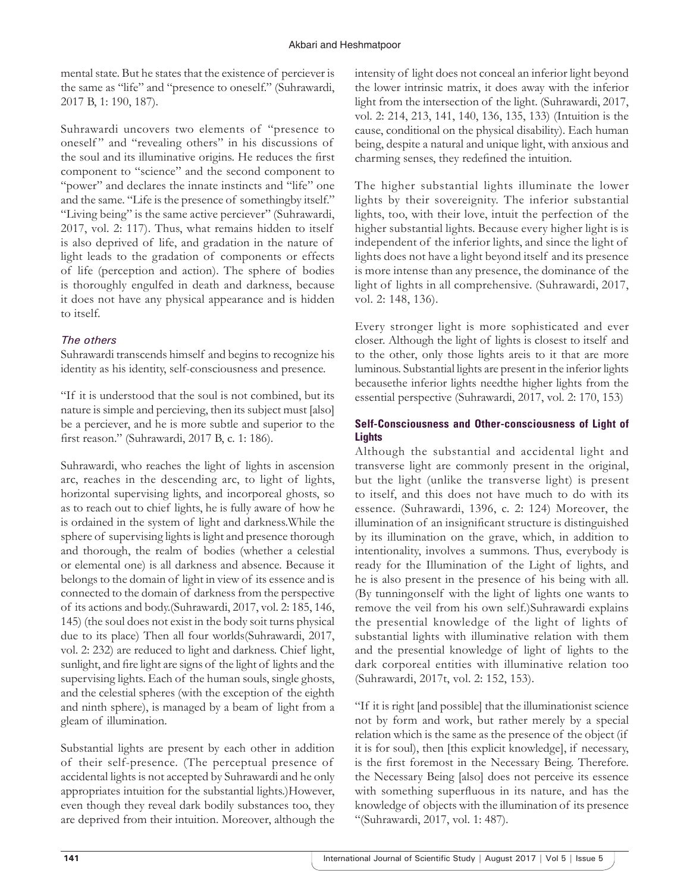mental state. But he states that the existence of perciever is the same as "life" and "presence to oneself." (Suhrawardi, 2017 B, 1: 190, 187).

Suhrawardi uncovers two elements of "presence to oneself" and "revealing others" in his discussions of the soul and its illuminative origins. He reduces the first component to "science" and the second component to "power" and declares the innate instincts and "life" one and the same. "Life is the presence of somethingby itself." "Living being" is the same active perciever" (Suhrawardi, 2017, vol. 2: 117). Thus, what remains hidden to itself is also deprived of life, and gradation in the nature of light leads to the gradation of components or effects of life (perception and action). The sphere of bodies is thoroughly engulfed in death and darkness, because it does not have any physical appearance and is hidden to itself.

### *The others*

Suhrawardi transcends himself and begins to recognize his identity as his identity, self-consciousness and presence.

"If it is understood that the soul is not combined, but its nature is simple and percieving, then its subject must [also] be a perciever, and he is more subtle and superior to the first reason." (Suhrawardi, 2017 B, c. 1: 186).

Suhrawardi, who reaches the light of lights in ascension arc, reaches in the descending arc, to light of lights, horizontal supervising lights, and incorporeal ghosts, so as to reach out to chief lights, he is fully aware of how he is ordained in the system of light and darkness.While the sphere of supervising lights is light and presence thorough and thorough, the realm of bodies (whether a celestial or elemental one) is all darkness and absence. Because it belongs to the domain of light in view of its essence and is connected to the domain of darkness from the perspective of its actions and body.(Suhrawardi, 2017, vol. 2: 185, 146, 145) (the soul does not exist in the body soit turns physical due to its place) Then all four worlds(Suhrawardi, 2017, vol. 2: 232) are reduced to light and darkness. Chief light, sunlight, and fire light are signs of the light of lights and the supervising lights. Each of the human souls, single ghosts, and the celestial spheres (with the exception of the eighth and ninth sphere), is managed by a beam of light from a gleam of illumination.

Substantial lights are present by each other in addition of their self-presence. (The perceptual presence of accidental lights is not accepted by Suhrawardi and he only appropriates intuition for the substantial lights.)However, even though they reveal dark bodily substances too, they are deprived from their intuition. Moreover, although the intensity of light does not conceal an inferior light beyond the lower intrinsic matrix, it does away with the inferior light from the intersection of the light. (Suhrawardi, 2017, vol. 2: 214, 213, 141, 140, 136, 135, 133) (Intuition is the cause, conditional on the physical disability). Each human being, despite a natural and unique light, with anxious and charming senses, they redefined the intuition.

The higher substantial lights illuminate the lower lights by their sovereignity. The inferior substantial lights, too, with their love, intuit the perfection of the higher substantial lights. Because every higher light is is independent of the inferior lights, and since the light of lights does not have a light beyond itself and its presence is more intense than any presence, the dominance of the light of lights in all comprehensive. (Suhrawardi, 2017, vol. 2: 148, 136).

Every stronger light is more sophisticated and ever closer. Although the light of lights is closest to itself and to the other, only those lights areis to it that are more luminous. Substantial lights are present in the inferior lights becausethe inferior lights needthe higher lights from the essential perspective (Suhrawardi, 2017, vol. 2: 170, 153)

### **Self-Consciousness and Other-consciousness of Light of Lights**

Although the substantial and accidental light and transverse light are commonly present in the original, but the light (unlike the transverse light) is present to itself, and this does not have much to do with its essence. (Suhrawardi, 1396, c. 2: 124) Moreover, the illumination of an insignificant structure is distinguished by its illumination on the grave, which, in addition to intentionality, involves a summons. Thus, everybody is ready for the Illumination of the Light of lights, and he is also present in the presence of his being with all. (By tunningonself with the light of lights one wants to remove the veil from his own self.)Suhrawardi explains the presential knowledge of the light of lights of substantial lights with illuminative relation with them and the presential knowledge of light of lights to the dark corporeal entities with illuminative relation too (Suhrawardi, 2017t, vol. 2: 152, 153).

"If it is right [and possible] that the illuminationist science not by form and work, but rather merely by a special relation which is the same as the presence of the object (if it is for soul), then [this explicit knowledge], if necessary, is the first foremost in the Necessary Being. Therefore. the Necessary Being [also] does not perceive its essence with something superfluous in its nature, and has the knowledge of objects with the illumination of its presence "(Suhrawardi, 2017, vol. 1: 487).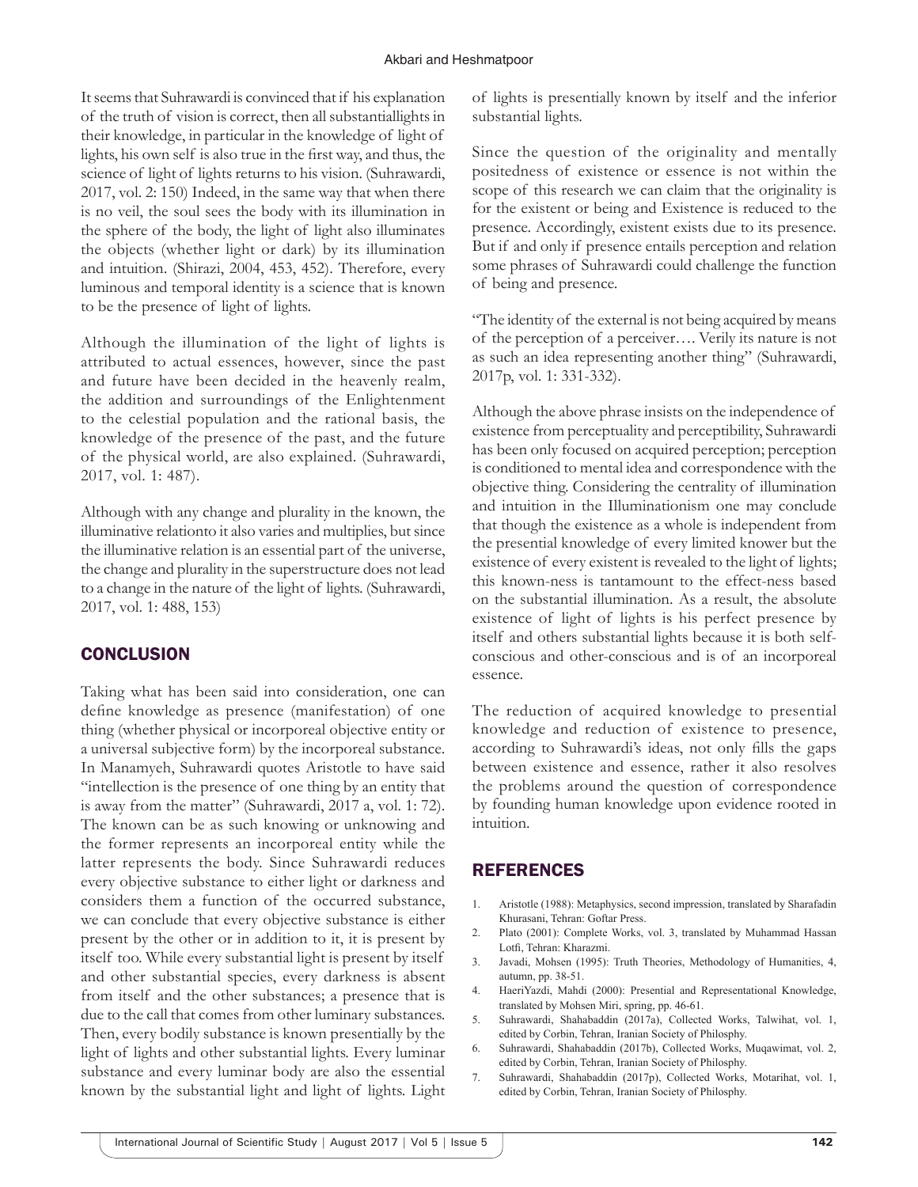It seems that Suhrawardi is convinced that if his explanation of the truth of vision is correct, then all substantiallights in their knowledge, in particular in the knowledge of light of lights, his own self is also true in the first way, and thus, the science of light of lights returns to his vision. (Suhrawardi, 2017, vol. 2: 150) Indeed, in the same way that when there is no veil, the soul sees the body with its illumination in the sphere of the body, the light of light also illuminates the objects (whether light or dark) by its illumination and intuition. (Shirazi, 2004, 453, 452). Therefore, every luminous and temporal identity is a science that is known to be the presence of light of lights.

Although the illumination of the light of lights is attributed to actual essences, however, since the past and future have been decided in the heavenly realm, the addition and surroundings of the Enlightenment to the celestial population and the rational basis, the knowledge of the presence of the past, and the future of the physical world, are also explained. (Suhrawardi, 2017, vol. 1: 487).

Although with any change and plurality in the known, the illuminative relationto it also varies and multiplies, but since the illuminative relation is an essential part of the universe, the change and plurality in the superstructure does not lead to a change in the nature of the light of lights. (Suhrawardi, 2017, vol. 1: 488, 153)

## CONCLUSION

Taking what has been said into consideration, one can define knowledge as presence (manifestation) of one thing (whether physical or incorporeal objective entity or a universal subjective form) by the incorporeal substance. In Manamyeh, Suhrawardi quotes Aristotle to have said "intellection is the presence of one thing by an entity that is away from the matter" (Suhrawardi, 2017 a, vol. 1: 72). The known can be as such knowing or unknowing and the former represents an incorporeal entity while the latter represents the body. Since Suhrawardi reduces every objective substance to either light or darkness and considers them a function of the occurred substance, we can conclude that every objective substance is either present by the other or in addition to it, it is present by itself too. While every substantial light is present by itself and other substantial species, every darkness is absent from itself and the other substances; a presence that is due to the call that comes from other luminary substances. Then, every bodily substance is known presentially by the light of lights and other substantial lights. Every luminar substance and every luminar body are also the essential known by the substantial light and light of lights. Light of lights is presentially known by itself and the inferior substantial lights.

Since the question of the originality and mentally positedness of existence or essence is not within the scope of this research we can claim that the originality is for the existent or being and Existence is reduced to the presence. Accordingly, existent exists due to its presence. But if and only if presence entails perception and relation some phrases of Suhrawardi could challenge the function of being and presence.

"The identity of the external is not being acquired by means of the perception of a perceiver…. Verily its nature is not as such an idea representing another thing" (Suhrawardi, 2017p, vol. 1: 331-332).

Although the above phrase insists on the independence of existence from perceptuality and perceptibility, Suhrawardi has been only focused on acquired perception; perception is conditioned to mental idea and correspondence with the objective thing. Considering the centrality of illumination and intuition in the Illuminationism one may conclude that though the existence as a whole is independent from the presential knowledge of every limited knower but the existence of every existent is revealed to the light of lights; this known-ness is tantamount to the effect-ness based on the substantial illumination. As a result, the absolute existence of light of lights is his perfect presence by itself and others substantial lights because it is both self-conscious and other-conscious and is of an incorporeal essence.

The reduction of acquired knowledge to presential knowledge and reduction of existence to presence, according to Suhrawardi's ideas, not only fills the gaps between existence and essence, rather it also resolves the problems around the question of correspondence by founding human knowledge upon evidence rooted in intuition.

## REFERENCES

1. Aristotle (1988): Metaphysics, second impression, translated by Sharafadin Khurasani, Tehran: Goftar Press.
2. Plato (2001): Complete Works, vol. 3, translated by Muhammad Hassan Lotfi, Tehran: Kharazmi.
3. Javadi, Mohsen (1995): Truth Theories, Methodology of Humanities, 4, autumn, pp. 38-51.
4. HaeriYazdi, Mahdi (2000): Presential and Representational Knowledge, translated by Mohsen Miri, spring, pp. 46-61.
5. Suhrawardi, Shahabaddin (2017a), Collected Works, Talwihat, vol. 1, edited by Corbin, Tehran, Iranian Society of Philosphy.
6. Suhrawardi, Shahabaddin (2017b), Collected Works, Muqawimat, vol. 2, edited by Corbin, Tehran, Iranian Society of Philosphy.
7. Suhrawardi, Shahabaddin (2017p), Collected Works, Motarihat, vol. 1, edited by Corbin, Tehran, Iranian Society of Philosophy.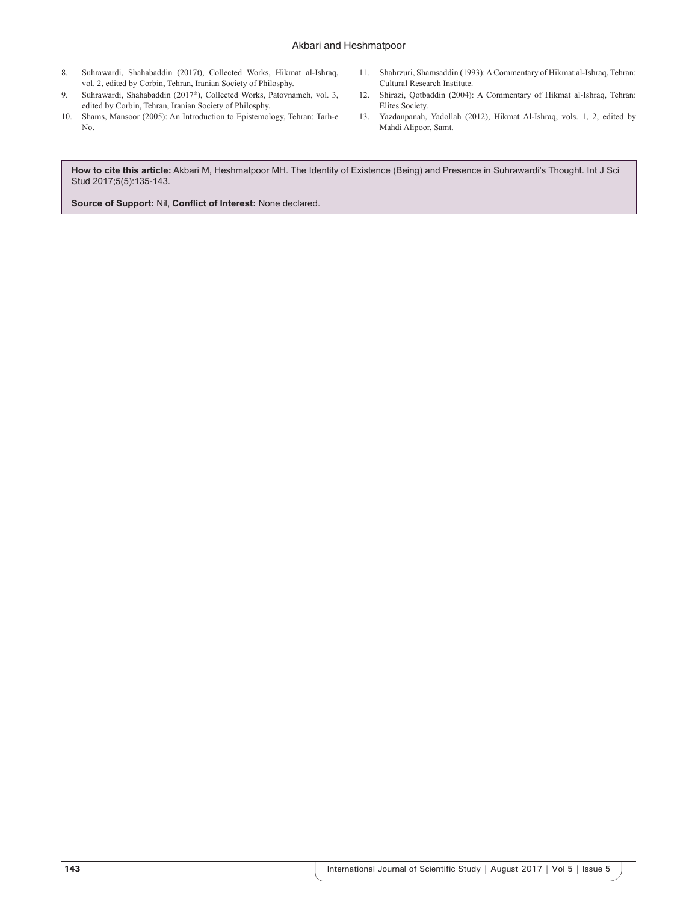8. Suhrawardi, Shahabaddin (2017t), Collected Works, Hikmat al-Ishraq, vol. 2, edited by Corbin, Tehran, Iranian Society of Philosphy.
9. Suhrawardi, Shahabaddin (2017[th]), Collected Works, Patovnameh, vol. 3, edited by Corbin, Tehran, Iranian Society of Philosphy.
10. Shams, Mansoor (2005): An Introduction to Epistemology, Tehran: Tarh-e No.
11. Shahrzuri, Shamsaddin (1993): A Commentary of Hikmat al-Ishraq, Tehran: Cultural Research Institute.
12. Shirazi, Qotbaddin (2004): A Commentary of Hikmat al-Ishraq, Tehran: Elites Society.
13. Yazdanpanah, Yadollah (2012), Hikmat Al-Ishraq, vols. 1, 2, edited by Mahdi Alipoor, Samt.

**How to cite this article:** Akbari M, Heshmatpoor MH. The Identity of Existence (Being) and Presence in Suhrawardi's Thought. Int J Sci Stud 2017;5(5):135-143.

**Source of Support:** Nil, **Conflict of Interest:** None declared.